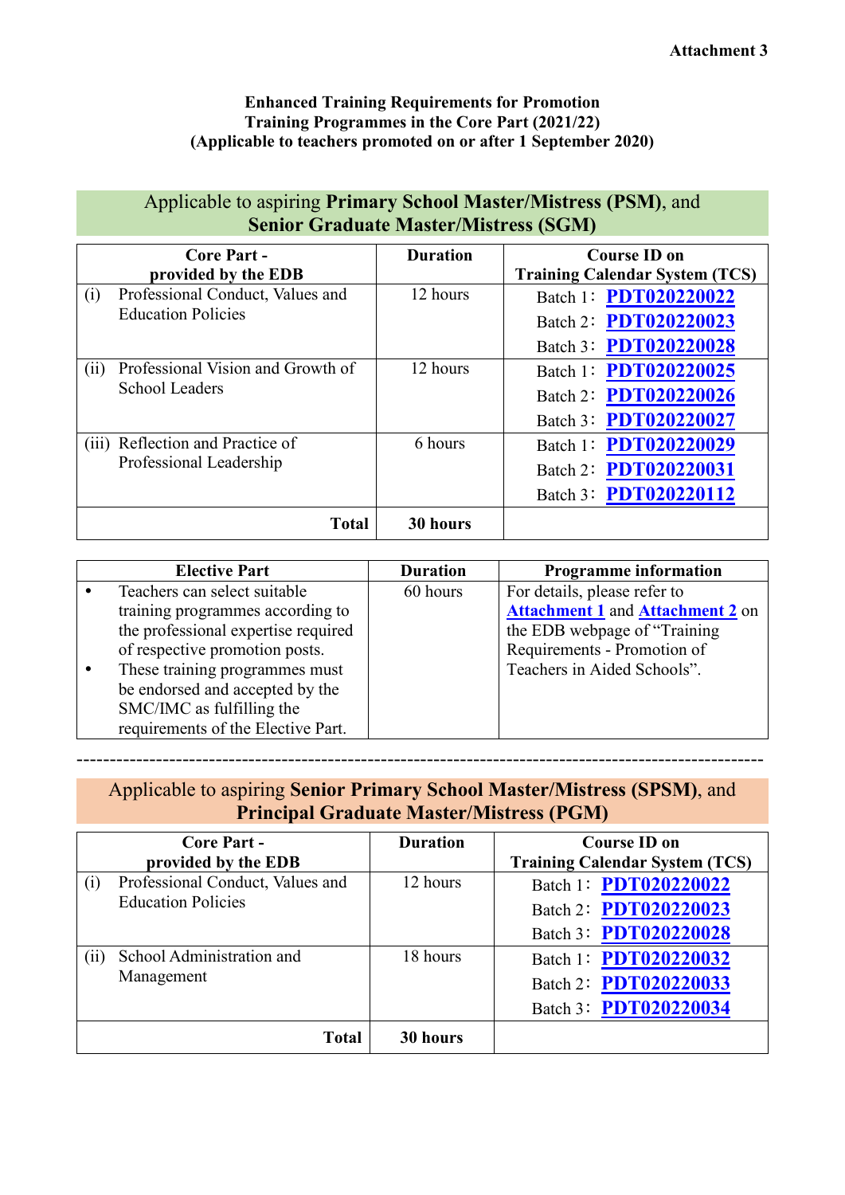Attachment 3

**Enhanced Training Requirements for Promotion**
**Training Programmes in the Core Part (2021/22)**
**(Applicable to teachers promoted on or after 1 September 2020)**

## Applicable to aspiring **Primary School Master/Mistress (PSM)**, and **Senior Graduate Master/Mistress (SGM)**

| Core Part - provided by the EDB | Duration | Course ID on Training Calendar System (TCS) |
|---|---|---|
| (i) Professional Conduct, Values and Education Policies | 12 hours | Batch 1: **PDT020220022**<br>Batch 2: **PDT020220023**<br>Batch 3: **PDT020220028** |
| (ii) Professional Vision and Growth of School Leaders | 12 hours | Batch 1: **PDT020220025**<br>Batch 2: **PDT020220026**<br>Batch 3: **PDT020220027** |
| (iii) Reflection and Practice of Professional Leadership | 6 hours | Batch 1: **PDT020220029**<br>Batch 2: **PDT020220031**<br>Batch 3: **PDT020220112** |
| **Total** | **30 hours** | |

| Elective Part | Duration | Programme information |
|---|---|---|
| • Teachers can select suitable training programmes according to the professional expertise required of respective promotion posts.<br>• These training programmes must be endorsed and accepted by the SMC/IMC as fulfilling the requirements of the Elective Part. | 60 hours | For details, please refer to **Attachment 1** and **Attachment 2** on the EDB webpage of "Training Requirements - Promotion of Teachers in Aided Schools". |

---

## Applicable to aspiring **Senior Primary School Master/Mistress (SPSM)**, and **Principal Graduate Master/Mistress (PGM)**

| Core Part - provided by the EDB | Duration | Course ID on Training Calendar System (TCS) |
|---|---|---|
| (i) Professional Conduct, Values and Education Policies | 12 hours | Batch 1: **PDT020220022**<br>Batch 2: **PDT020220023**<br>Batch 3: **PDT020220028** |
| (ii) School Administration and Management | 18 hours | Batch 1: **PDT020220032**<br>Batch 2: **PDT020220033**<br>Batch 3: **PDT020220034** |
| **Total** | **30 hours** | |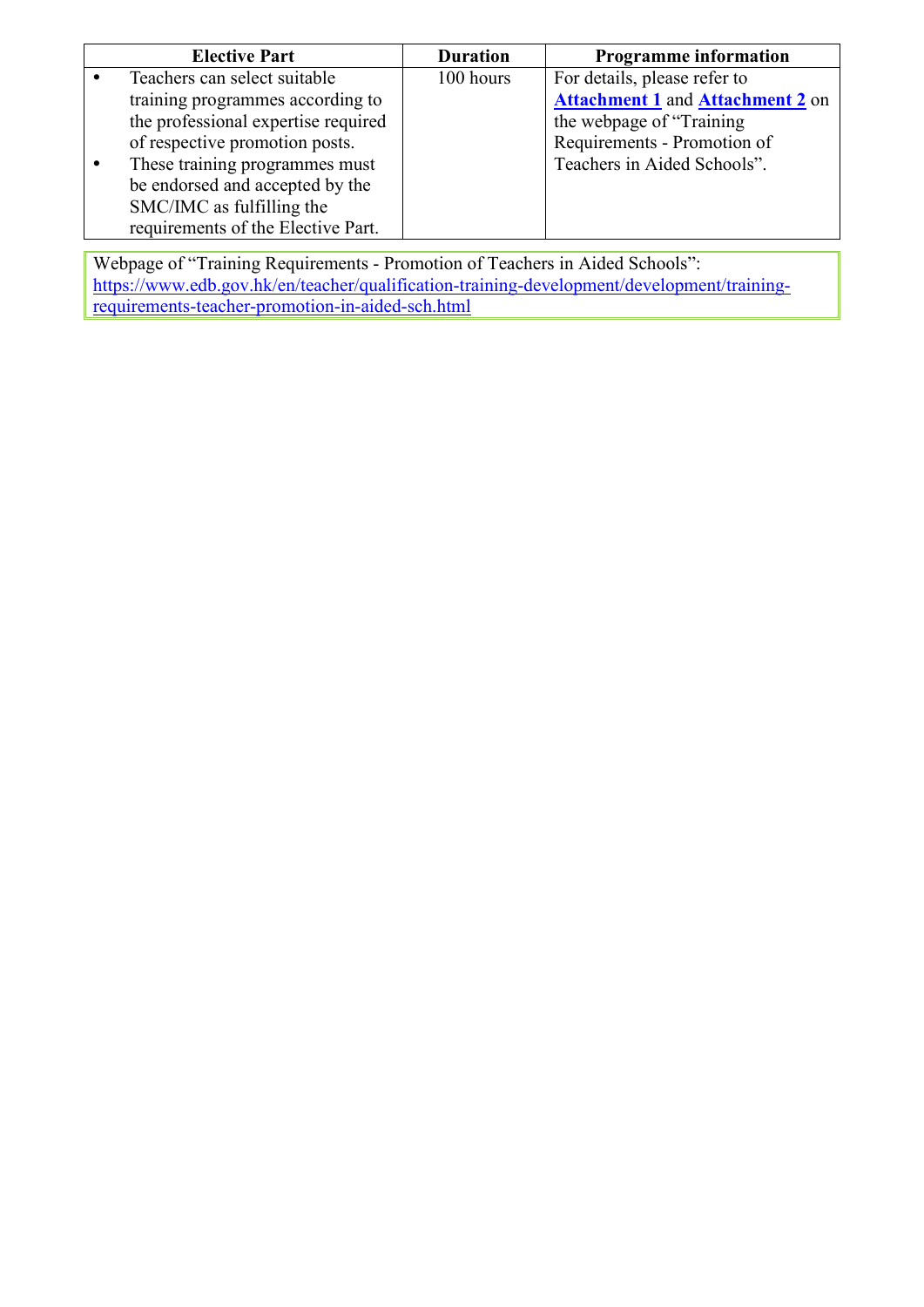| Elective Part | Duration | Programme information |
| --- | --- | --- |
| • Teachers can select suitable training programmes according to the professional expertise required of respective promotion posts.<br>• These training programmes must be endorsed and accepted by the SMC/IMC as fulfilling the requirements of the Elective Part. | 100 hours | For details, please refer to **Attachment 1** and **Attachment 2** on the webpage of "Training Requirements - Promotion of Teachers in Aided Schools". |

Webpage of "Training Requirements - Promotion of Teachers in Aided Schools":
https://www.edb.gov.hk/en/teacher/qualification-training-development/development/training-requirements-teacher-promotion-in-aided-sch.html